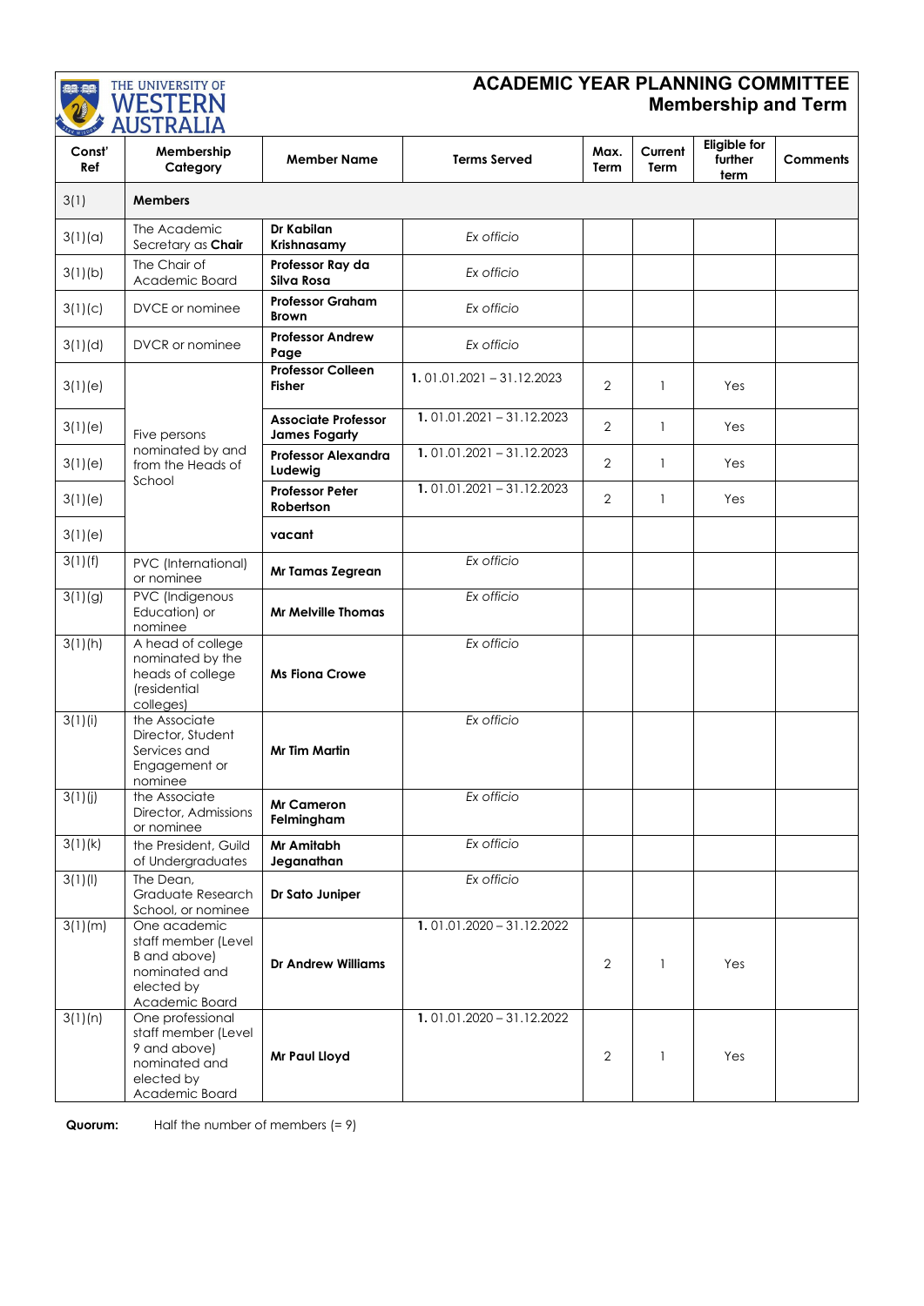THE UNIVERSITY OF WESTERN AUSTRALIA

# ACADEMIC YEAR PLANNING COMMITTEE
## Membership and Term

| Const' Ref | Membership Category | Member Name | Terms Served | Max. Term | Current Term | Eligible for further term | Comments |
|---|---|---|---|---|---|---|---|
| 3(1) | **Members** | | | | | | |
| 3(1)(a) | The Academic Secretary as **Chair** | **Dr Kabilan Krishnasamy** | *Ex officio* | | | | |
| 3(1)(b) | The Chair of Academic Board | **Professor Ray da Silva Rosa** | *Ex officio* | | | | |
| 3(1)(c) | DVCE or nominee | **Professor Graham Brown** | *Ex officio* | | | | |
| 3(1)(d) | DVCR or nominee | **Professor Andrew Page** | *Ex officio* | | | | |
| 3(1)(e) | Five persons nominated by and from the Heads of School | **Professor Colleen Fisher** | **1.** 01.01.2021 – 31.12.2023 | 2 | 1 | Yes | |
| 3(1)(e) | | **Associate Professor James Fogarty** | **1.** 01.01.2021 – 31.12.2023 | 2 | 1 | Yes | |
| 3(1)(e) | | **Professor Alexandra Ludewig** | **1.** 01.01.2021 – 31.12.2023 | 2 | 1 | Yes | |
| 3(1)(e) | | **Professor Peter Robertson** | **1.** 01.01.2021 – 31.12.2023 | 2 | 1 | Yes | |
| 3(1)(e) | | **vacant** | | | | | |
| 3(1)(f) | PVC (International) or nominee | **Mr Tamas Zegrean** | *Ex officio* | | | | |
| 3(1)(g) | PVC (Indigenous Education) or nominee | **Mr Melville Thomas** | *Ex officio* | | | | |
| 3(1)(h) | A head of college nominated by the heads of college (residential colleges) | **Ms Fiona Crowe** | *Ex officio* | | | | |
| 3(1)(i) | the Associate Director, Student Services and Engagement or nominee | **Mr Tim Martin** | *Ex officio* | | | | |
| 3(1)(j) | the Associate Director, Admissions or nominee | **Mr Cameron Felmingham** | *Ex officio* | | | | |
| 3(1)(k) | the President, Guild of Undergraduates | **Mr Amitabh Jeganathan** | *Ex officio* | | | | |
| 3(1)(l) | The Dean, Graduate Research School, or nominee | **Dr Sato Juniper** | *Ex officio* | | | | |
| 3(1)(m) | One academic staff member (Level B and above) nominated and elected by Academic Board | **Dr Andrew Williams** | **1.** 01.01.2020 – 31.12.2022 | 2 | 1 | Yes | |
| 3(1)(n) | One professional staff member (Level 9 and above) nominated and elected by Academic Board | **Mr Paul Lloyd** | **1.** 01.01.2020 – 31.12.2022 | 2 | 1 | Yes | |

**Quorum:** Half the number of members (= 9)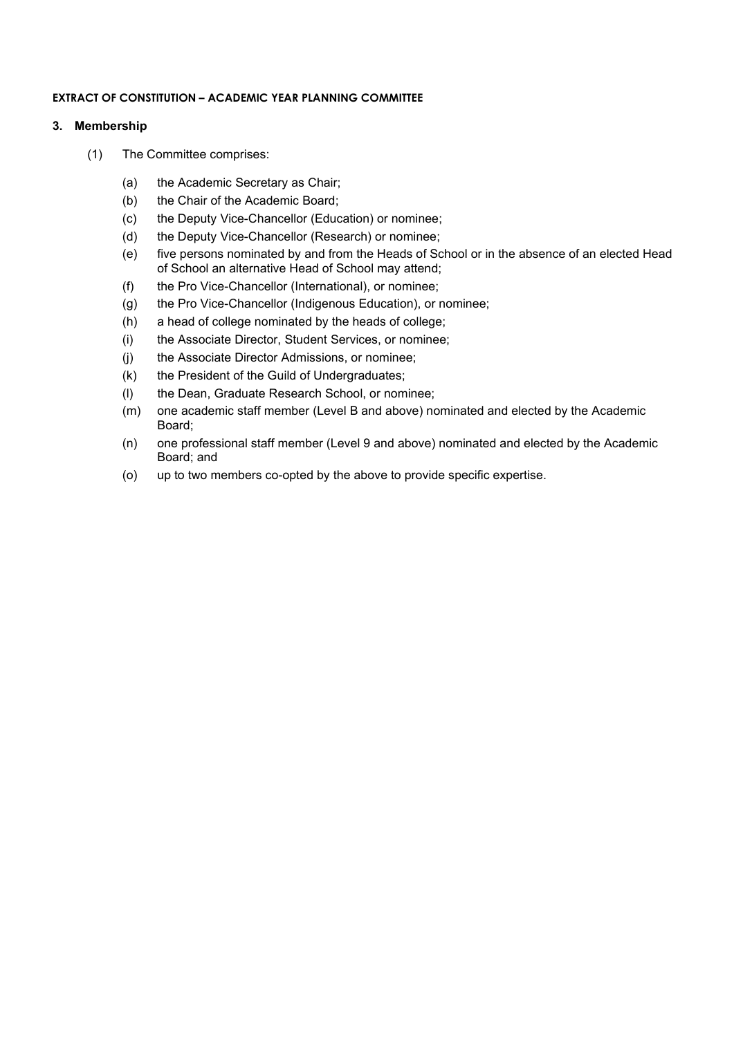**EXTRACT OF CONSTITUTION – ACADEMIC YEAR PLANNING COMMITTEE**

**3. Membership**

(1) The Committee comprises:

(a) the Academic Secretary as Chair;

(b) the Chair of the Academic Board;

(c) the Deputy Vice-Chancellor (Education) or nominee;

(d) the Deputy Vice-Chancellor (Research) or nominee;

(e) five persons nominated by and from the Heads of School or in the absence of an elected Head of School an alternative Head of School may attend;

(f) the Pro Vice-Chancellor (International), or nominee;

(g) the Pro Vice-Chancellor (Indigenous Education), or nominee;

(h) a head of college nominated by the heads of college;

(i) the Associate Director, Student Services, or nominee;

(j) the Associate Director Admissions, or nominee;

(k) the President of the Guild of Undergraduates;

(l) the Dean, Graduate Research School, or nominee;

(m) one academic staff member (Level B and above) nominated and elected by the Academic Board;

(n) one professional staff member (Level 9 and above) nominated and elected by the Academic Board; and

(o) up to two members co-opted by the above to provide specific expertise.